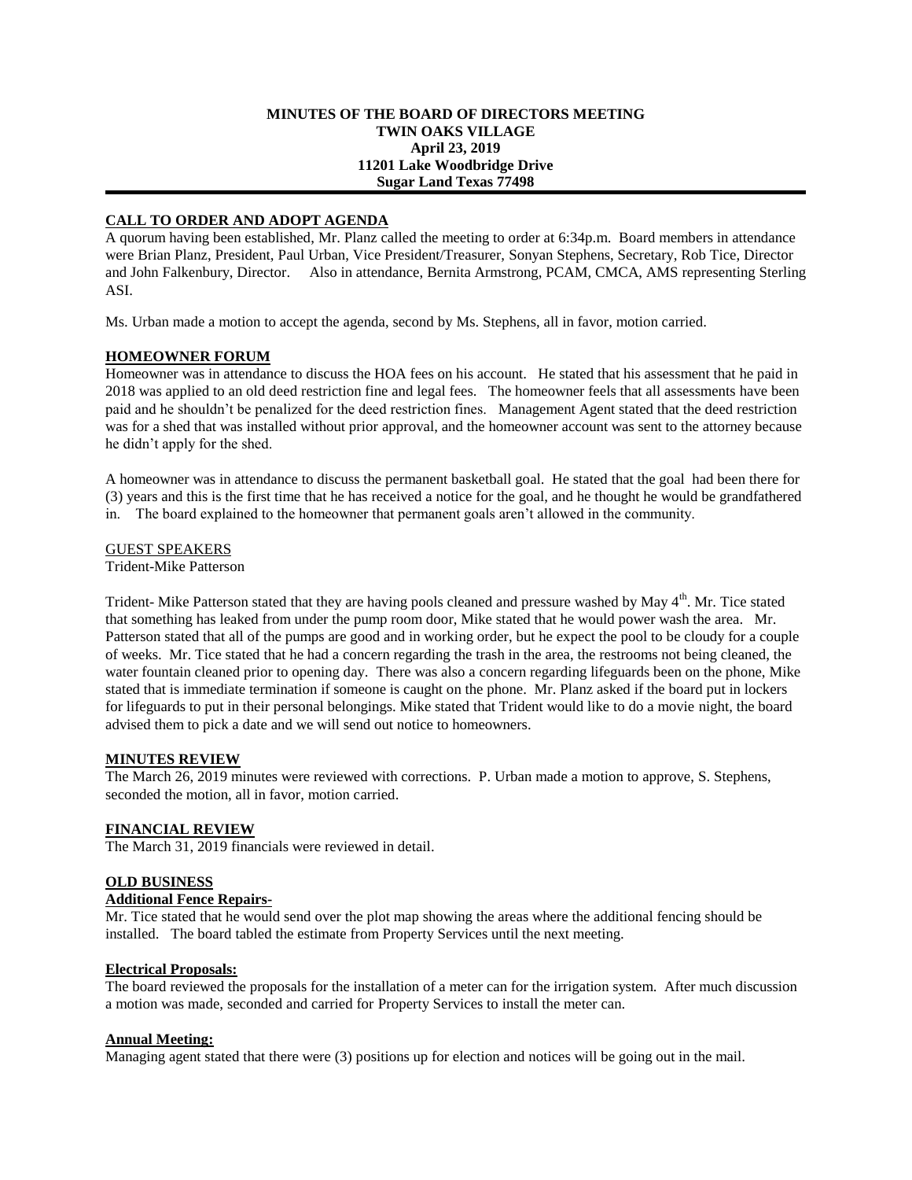**MINUTES OF THE BOARD OF DIRECTORS MEETING**
**TWIN OAKS VILLAGE**
**April 23, 2019**
**11201 Lake Woodbridge Drive**
**Sugar Land Texas 77498**

---

## CALL TO ORDER AND ADOPT AGENDA

A quorum having been established, Mr. Planz called the meeting to order at 6:34p.m. Board members in attendance were Brian Planz, President, Paul Urban, Vice President/Treasurer, Sonyan Stephens, Secretary, Rob Tice, Director and John Falkenbury, Director. Also in attendance, Bernita Armstrong, PCAM, CMCA, AMS representing Sterling ASI.

Ms. Urban made a motion to accept the agenda, second by Ms. Stephens, all in favor, motion carried.

## HOMEOWNER FORUM

Homeowner was in attendance to discuss the HOA fees on his account. He stated that his assessment that he paid in 2018 was applied to an old deed restriction fine and legal fees. The homeowner feels that all assessments have been paid and he shouldn't be penalized for the deed restriction fines. Management Agent stated that the deed restriction was for a shed that was installed without prior approval, and the homeowner account was sent to the attorney because he didn't apply for the shed.

A homeowner was in attendance to discuss the permanent basketball goal. He stated that the goal had been there for (3) years and this is the first time that he has received a notice for the goal, and he thought he would be grandfathered in. The board explained to the homeowner that permanent goals aren't allowed in the community.

GUEST SPEAKERS

Trident-Mike Patterson

Trident- Mike Patterson stated that they are having pools cleaned and pressure washed by May 4th. Mr. Tice stated that something has leaked from under the pump room door, Mike stated that he would power wash the area. Mr. Patterson stated that all of the pumps are good and in working order, but he expect the pool to be cloudy for a couple of weeks. Mr. Tice stated that he had a concern regarding the trash in the area, the restrooms not being cleaned, the water fountain cleaned prior to opening day. There was also a concern regarding lifeguards been on the phone, Mike stated that is immediate termination if someone is caught on the phone. Mr. Planz asked if the board put in lockers for lifeguards to put in their personal belongings. Mike stated that Trident would like to do a movie night, the board advised them to pick a date and we will send out notice to homeowners.

## MINUTES REVIEW

The March 26, 2019 minutes were reviewed with corrections. P. Urban made a motion to approve, S. Stephens, seconded the motion, all in favor, motion carried.

## FINANCIAL REVIEW

The March 31, 2019 financials were reviewed in detail.

## OLD BUSINESS

### Additional Fence Repairs-

Mr. Tice stated that he would send over the plot map showing the areas where the additional fencing should be installed. The board tabled the estimate from Property Services until the next meeting.

### Electrical Proposals:

The board reviewed the proposals for the installation of a meter can for the irrigation system. After much discussion a motion was made, seconded and carried for Property Services to install the meter can.

### Annual Meeting:

Managing agent stated that there were (3) positions up for election and notices will be going out in the mail.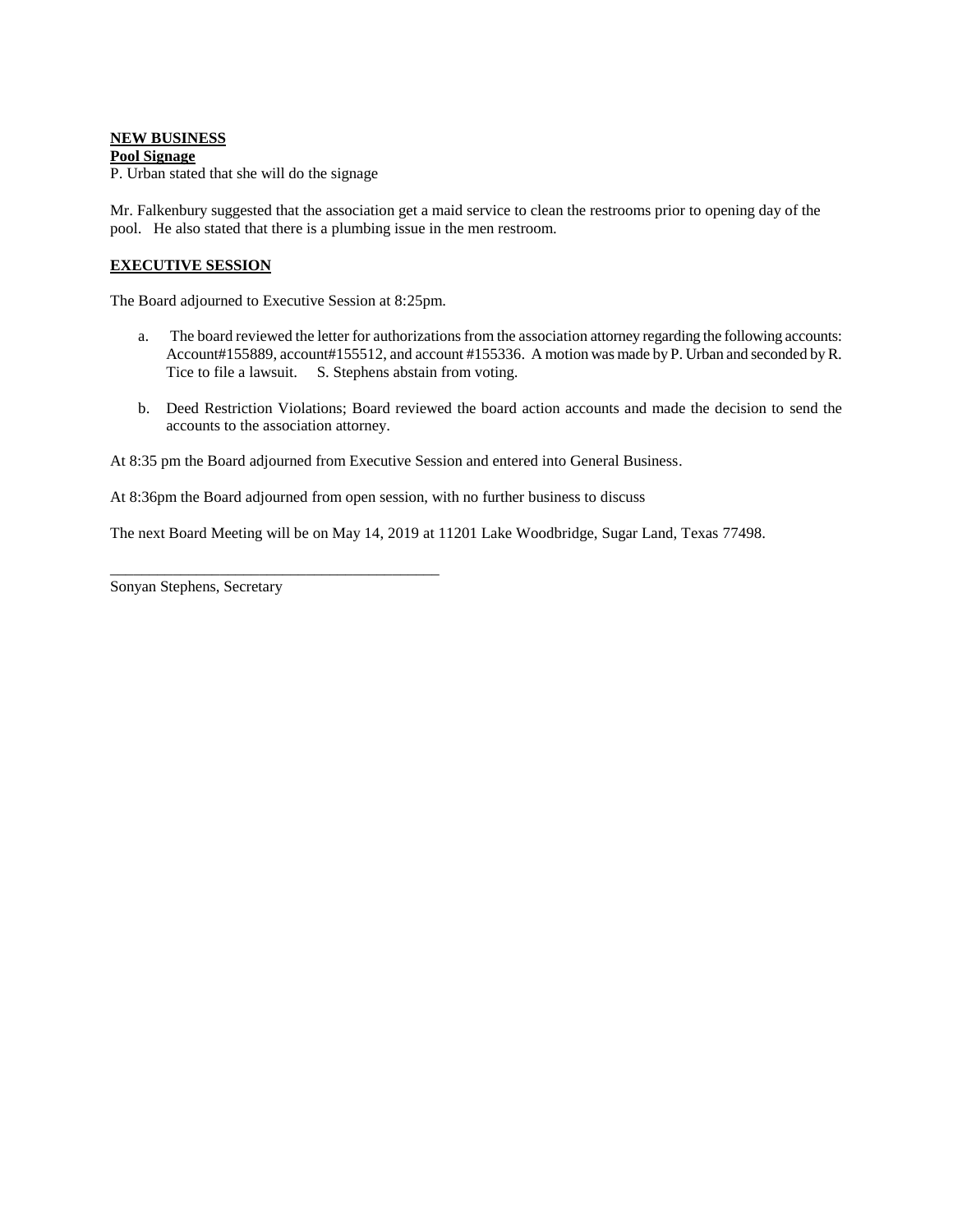**NEW BUSINESS**

**Pool Signage**

P. Urban stated that she will do the signage

Mr. Falkenbury suggested that the association get a maid service to clean the restrooms prior to opening day of the pool. He also stated that there is a plumbing issue in the men restroom.

**EXECUTIVE SESSION**

The Board adjourned to Executive Session at 8:25pm.

a. The board reviewed the letter for authorizations from the association attorney regarding the following accounts: Account#155889, account#155512, and account #155336. A motion was made by P. Urban and seconded by R. Tice to file a lawsuit. S. Stephens abstain from voting.

b. Deed Restriction Violations; Board reviewed the board action accounts and made the decision to send the accounts to the association attorney.

At 8:35 pm the Board adjourned from Executive Session and entered into General Business.

At 8:36pm the Board adjourned from open session, with no further business to discuss

The next Board Meeting will be on May 14, 2019 at 11201 Lake Woodbridge, Sugar Land, Texas 77498.

\_\_\_\_\_\_\_\_\_\_\_\_\_\_\_\_\_\_\_\_\_\_\_\_\_\_\_\_\_\_\_\_\_\_\_\_\_\_\_\_\_\_

Sonyan Stephens, Secretary